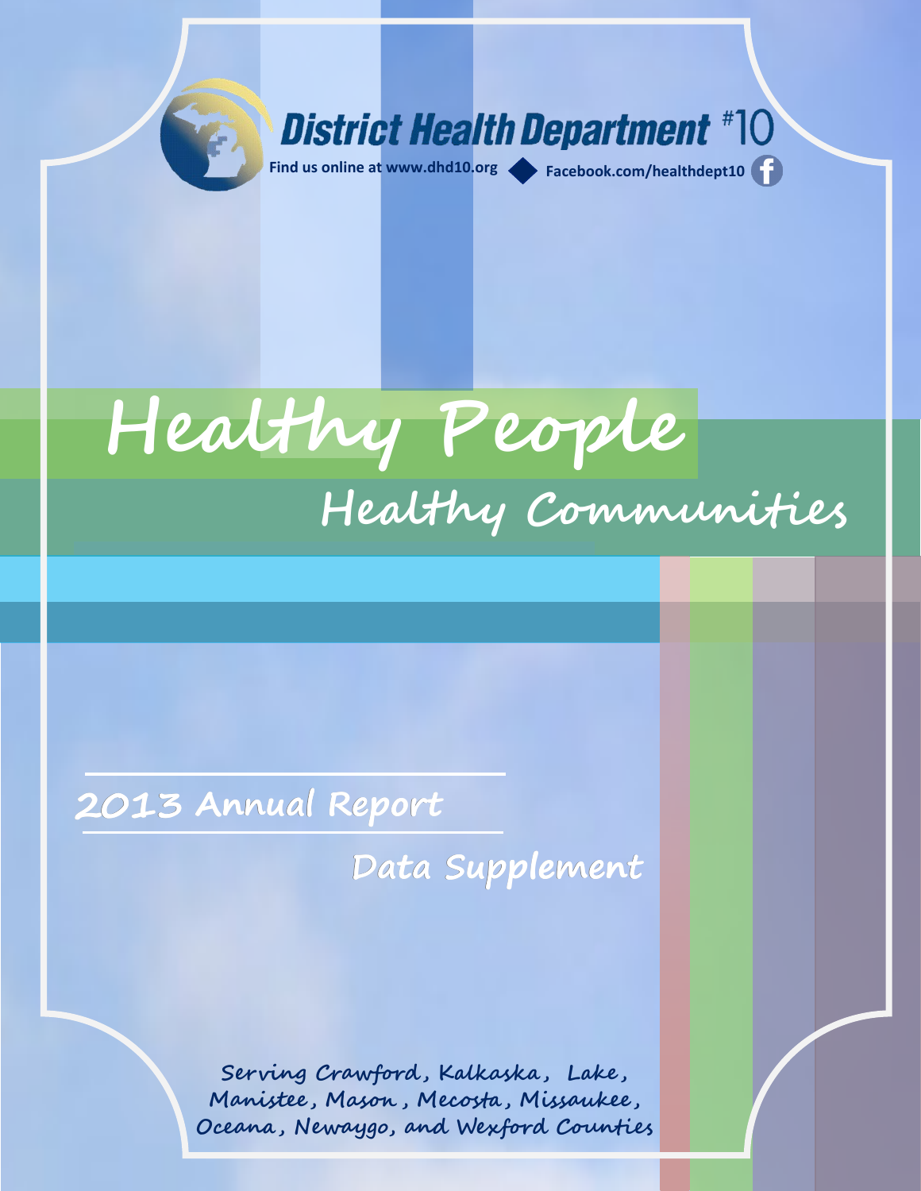**District Health Department #10**

Find us online at www.dhd10.org ◆ Facebook.com/healthdept10

# Healthy People

## Healthy Communities

### 2013 Annual Report

### Data Supplement

Serving Crawford, Kalkaska, Lake, Manistee, Mason, Mecosta, Missaukee, Oceana, Newaygo, and Wexford Counties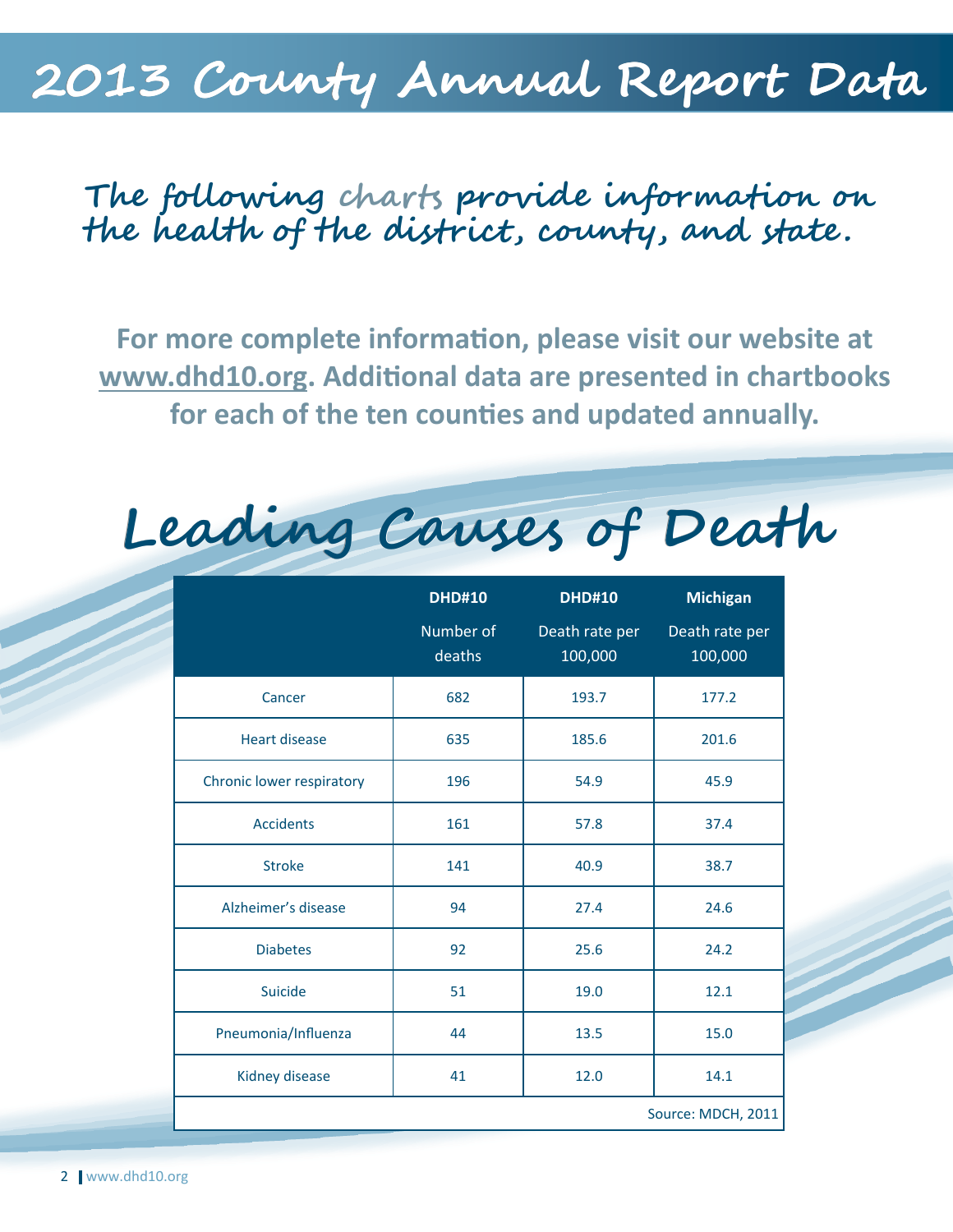# 2013 County Annual Report Data

## The following charts provide information on the health of the district, county, and state.

**For more complete information, please visit our website at www.dhd10.org. Additional data are presented in chartbooks for each of the ten counties and updated annually.**

## Leading Causes of Death

| | DHD#10 Number of deaths | DHD#10 Death rate per 100,000 | Michigan Death rate per 100,000 |
|---|---|---|---|
| Cancer | 682 | 193.7 | 177.2 |
| Heart disease | 635 | 185.6 | 201.6 |
| Chronic lower respiratory | 196 | 54.9 | 45.9 |
| Accidents | 161 | 57.8 | 37.4 |
| Stroke | 141 | 40.9 | 38.7 |
| Alzheimer's disease | 94 | 27.4 | 24.6 |
| Diabetes | 92 | 25.6 | 24.2 |
| Suicide | 51 | 19.0 | 12.1 |
| Pneumonia/Influenza | 44 | 13.5 | 15.0 |
| Kidney disease | 41 | 12.0 | 14.1 |

Source: MDCH, 2011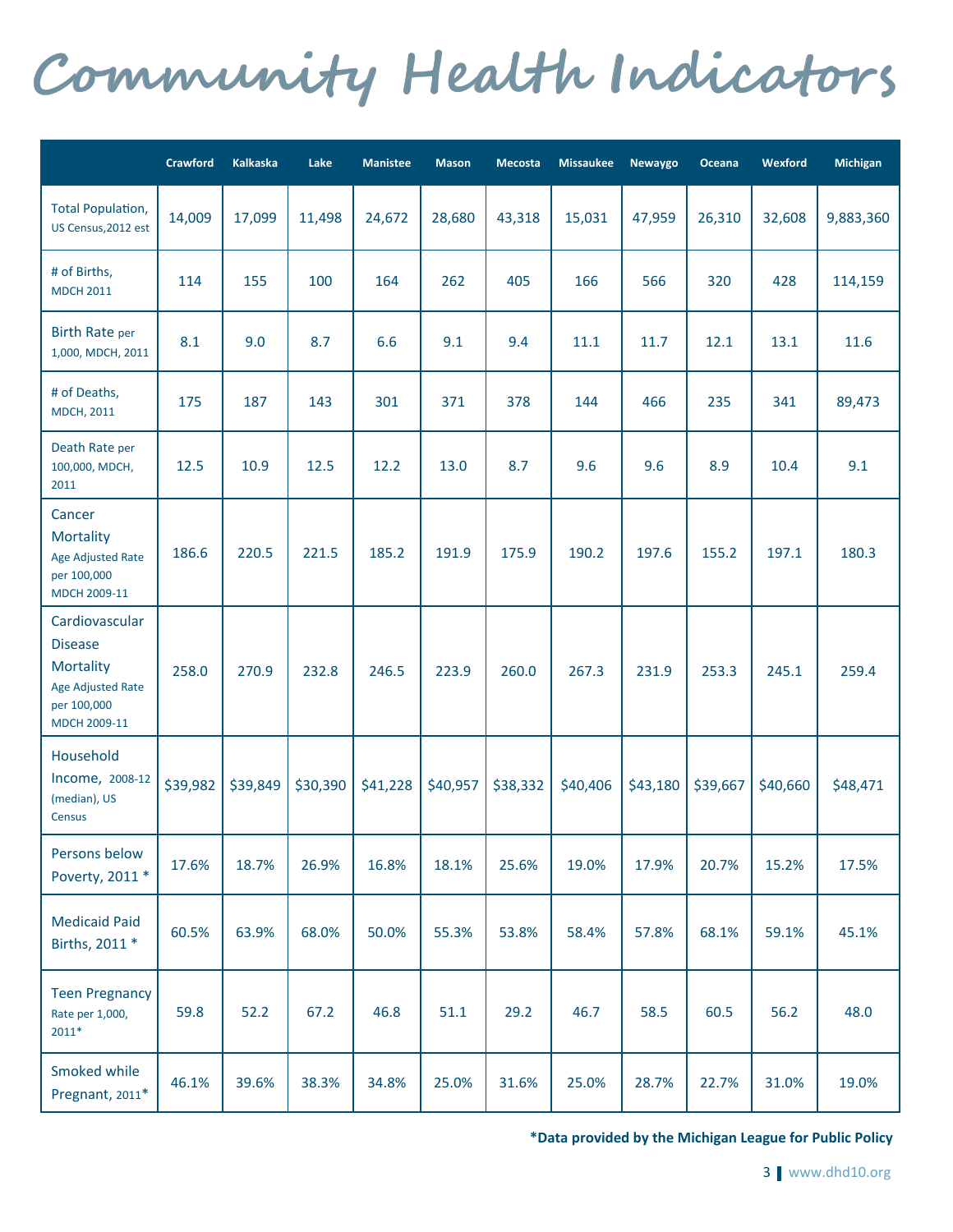# Community Health Indicators

| | Crawford | Kalkaska | Lake | Manistee | Mason | Mecosta | Missaukee | Newaygo | Oceana | Wexford | Michigan |
|---|---|---|---|---|---|---|---|---|---|---|---|
| Total Population, US Census,2012 est | 14,009 | 17,099 | 11,498 | 24,672 | 28,680 | 43,318 | 15,031 | 47,959 | 26,310 | 32,608 | 9,883,360 |
| # of Births, MDCH 2011 | 114 | 155 | 100 | 164 | 262 | 405 | 166 | 566 | 320 | 428 | 114,159 |
| Birth Rate per 1,000, MDCH, 2011 | 8.1 | 9.0 | 8.7 | 6.6 | 9.1 | 9.4 | 11.1 | 11.7 | 12.1 | 13.1 | 11.6 |
| # of Deaths, MDCH, 2011 | 175 | 187 | 143 | 301 | 371 | 378 | 144 | 466 | 235 | 341 | 89,473 |
| Death Rate per 100,000, MDCH, 2011 | 12.5 | 10.9 | 12.5 | 12.2 | 13.0 | 8.7 | 9.6 | 9.6 | 8.9 | 10.4 | 9.1 |
| Cancer Mortality Age Adjusted Rate per 100,000 MDCH 2009-11 | 186.6 | 220.5 | 221.5 | 185.2 | 191.9 | 175.9 | 190.2 | 197.6 | 155.2 | 197.1 | 180.3 |
| Cardiovascular Disease Mortality Age Adjusted Rate per 100,000 MDCH 2009-11 | 258.0 | 270.9 | 232.8 | 246.5 | 223.9 | 260.0 | 267.3 | 231.9 | 253.3 | 245.1 | 259.4 |
| Household Income, 2008-12 (median), US Census | $39,982 | $39,849 | $30,390 | $41,228 | $40,957 | $38,332 | $40,406 | $43,180 | $39,667 | $40,660 | $48,471 |
| Persons below Poverty, 2011 * | 17.6% | 18.7% | 26.9% | 16.8% | 18.1% | 25.6% | 19.0% | 17.9% | 20.7% | 15.2% | 17.5% |
| Medicaid Paid Births, 2011 * | 60.5% | 63.9% | 68.0% | 50.0% | 55.3% | 53.8% | 58.4% | 57.8% | 68.1% | 59.1% | 45.1% |
| Teen Pregnancy Rate per 1,000, 2011* | 59.8 | 52.2 | 67.2 | 46.8 | 51.1 | 29.2 | 46.7 | 58.5 | 60.5 | 56.2 | 48.0 |
| Smoked while Pregnant, 2011* | 46.1% | 39.6% | 38.3% | 34.8% | 25.0% | 31.6% | 25.0% | 28.7% | 22.7% | 31.0% | 19.0% |

**\*Data provided by the Michigan League for Public Policy**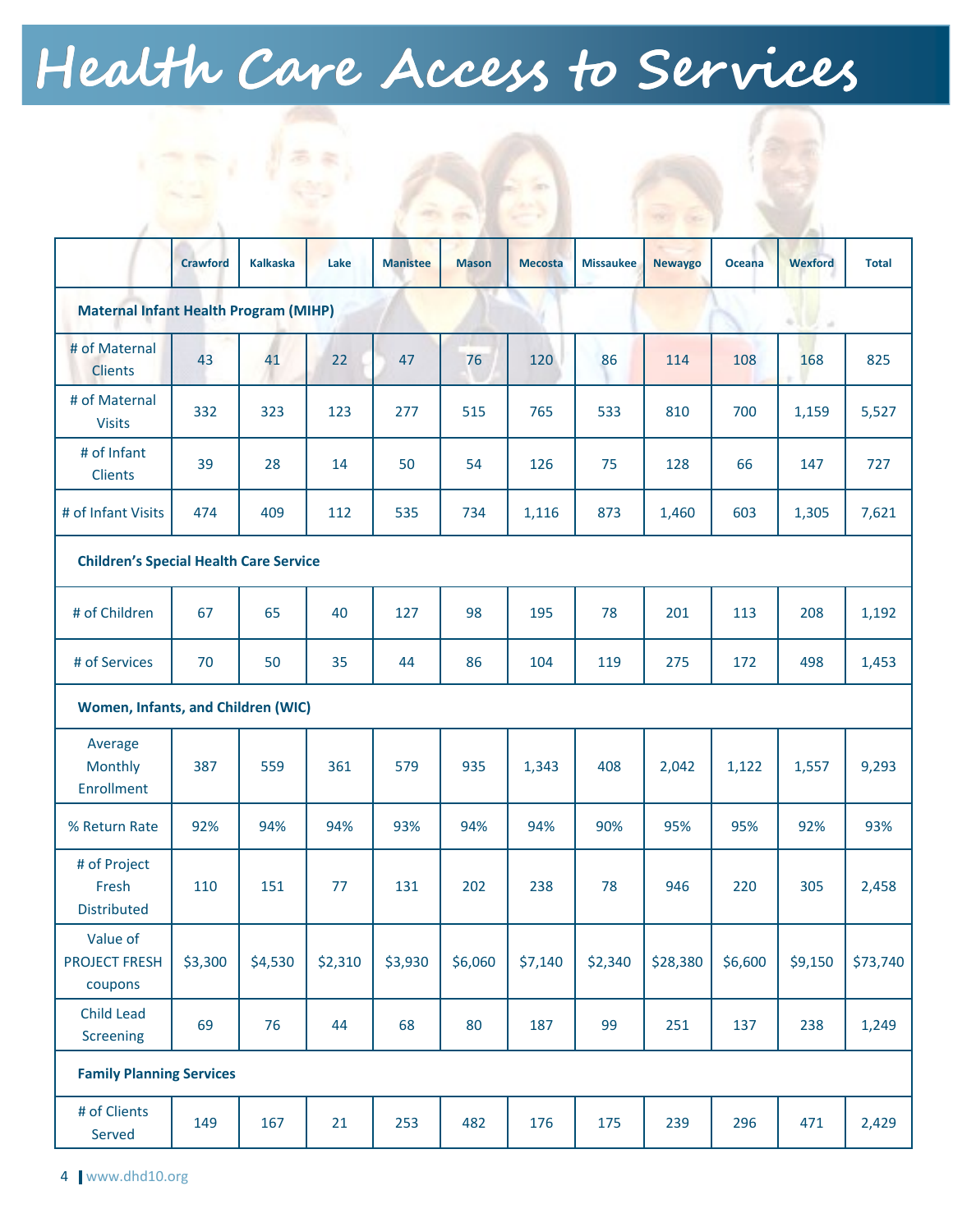# Health Care Access to Services

| | Crawford | Kalkaska | Lake | Manistee | Mason | Mecosta | Missaukee | Newaygo | Oceana | Wexford | Total |
|---|---|---|---|---|---|---|---|---|---|---|---|
| **Maternal Infant Health Program (MIHP)** | | | | | | | | | | | |
| # of Maternal Clients | 43 | 41 | 22 | 47 | 76 | 120 | 86 | 114 | 108 | 168 | 825 |
| # of Maternal Visits | 332 | 323 | 123 | 277 | 515 | 765 | 533 | 810 | 700 | 1,159 | 5,527 |
| # of Infant Clients | 39 | 28 | 14 | 50 | 54 | 126 | 75 | 128 | 66 | 147 | 727 |
| # of Infant Visits | 474 | 409 | 112 | 535 | 734 | 1,116 | 873 | 1,460 | 603 | 1,305 | 7,621 |
| **Children's Special Health Care Service** | | | | | | | | | | | |
| # of Children | 67 | 65 | 40 | 127 | 98 | 195 | 78 | 201 | 113 | 208 | 1,192 |
| # of Services | 70 | 50 | 35 | 44 | 86 | 104 | 119 | 275 | 172 | 498 | 1,453 |
| **Women, Infants, and Children (WIC)** | | | | | | | | | | | |
| Average Monthly Enrollment | 387 | 559 | 361 | 579 | 935 | 1,343 | 408 | 2,042 | 1,122 | 1,557 | 9,293 |
| % Return Rate | 92% | 94% | 94% | 93% | 94% | 94% | 90% | 95% | 95% | 92% | 93% |
| # of Project Fresh Distributed | 110 | 151 | 77 | 131 | 202 | 238 | 78 | 946 | 220 | 305 | 2,458 |
| Value of PROJECT FRESH coupons | $3,300 | $4,530 | $2,310 | $3,930 | $6,060 | $7,140 | $2,340 | $28,380 | $6,600 | $9,150 | $73,740 |
| Child Lead Screening | 69 | 76 | 44 | 68 | 80 | 187 | 99 | 251 | 137 | 238 | 1,249 |
| **Family Planning Services** | | | | | | | | | | | |
| # of Clients Served | 149 | 167 | 21 | 253 | 482 | 176 | 175 | 239 | 296 | 471 | 2,429 |

www.dhd10.org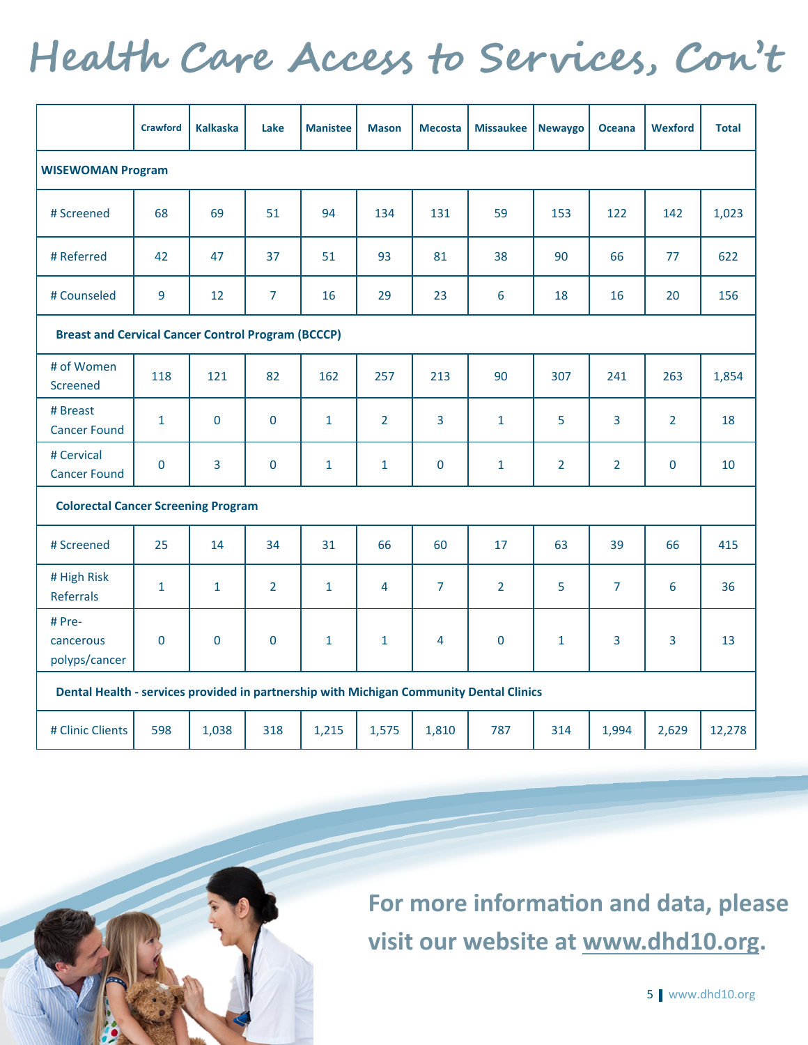# Health Care Access to Services, Con't

| | Crawford | Kalkaska | Lake | Manistee | Mason | Mecosta | Missaukee | Newaygo | Oceana | Wexford | Total |
|---|---|---|---|---|---|---|---|---|---|---|---|
| **WISEWOMAN Program** | | | | | | | | | | | |
| # Screened | 68 | 69 | 51 | 94 | 134 | 131 | 59 | 153 | 122 | 142 | 1,023 |
| # Referred | 42 | 47 | 37 | 51 | 93 | 81 | 38 | 90 | 66 | 77 | 622 |
| # Counseled | 9 | 12 | 7 | 16 | 29 | 23 | 6 | 18 | 16 | 20 | 156 |
| **Breast and Cervical Cancer Control Program (BCCCP)** | | | | | | | | | | | |
| # of Women Screened | 118 | 121 | 82 | 162 | 257 | 213 | 90 | 307 | 241 | 263 | 1,854 |
| # Breast Cancer Found | 1 | 0 | 0 | 1 | 2 | 3 | 1 | 5 | 3 | 2 | 18 |
| # Cervical Cancer Found | 0 | 3 | 0 | 1 | 1 | 0 | 1 | 2 | 2 | 0 | 10 |
| **Colorectal Cancer Screening Program** | | | | | | | | | | | |
| # Screened | 25 | 14 | 34 | 31 | 66 | 60 | 17 | 63 | 39 | 66 | 415 |
| # High Risk Referrals | 1 | 1 | 2 | 1 | 4 | 7 | 2 | 5 | 7 | 6 | 36 |
| # Pre-cancerous polyps/cancer | 0 | 0 | 0 | 1 | 1 | 4 | 0 | 1 | 3 | 3 | 13 |
| **Dental Health - services provided in partnership with Michigan Community Dental Clinics** | | | | | | | | | | | |
| # Clinic Clients | 598 | 1,038 | 318 | 1,215 | 1,575 | 1,810 | 787 | 314 | 1,994 | 2,629 | 12,278 |

**For more information and data, please visit our website at www.dhd10.org.**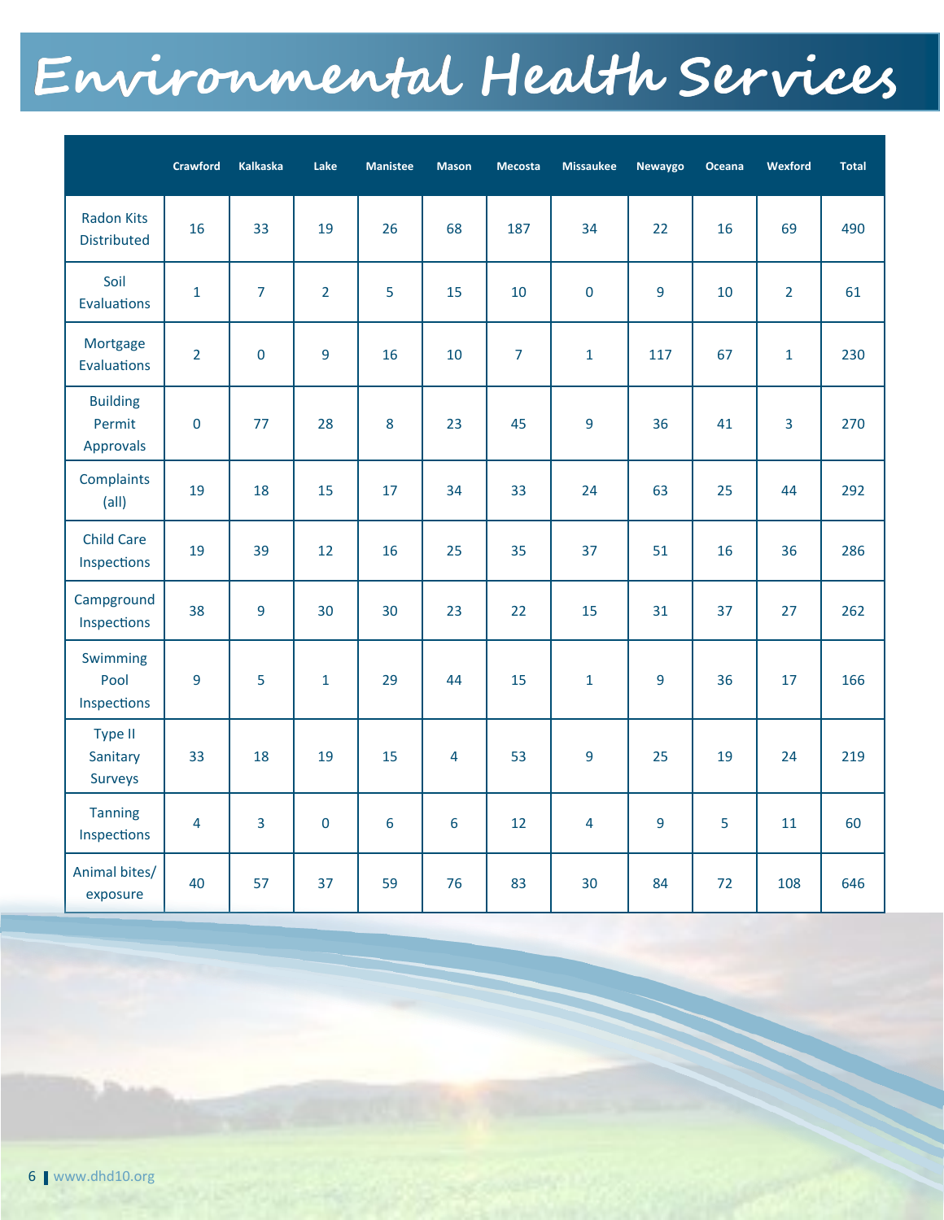# Environmental Health Services

| | Crawford | Kalkaska | Lake | Manistee | Mason | Mecosta | Missaukee | Newaygo | Oceana | Wexford | Total |
|---|---|---|---|---|---|---|---|---|---|---|---|
| Radon Kits Distributed | 16 | 33 | 19 | 26 | 68 | 187 | 34 | 22 | 16 | 69 | 490 |
| Soil Evaluations | 1 | 7 | 2 | 5 | 15 | 10 | 0 | 9 | 10 | 2 | 61 |
| Mortgage Evaluations | 2 | 0 | 9 | 16 | 10 | 7 | 1 | 117 | 67 | 1 | 230 |
| Building Permit Approvals | 0 | 77 | 28 | 8 | 23 | 45 | 9 | 36 | 41 | 3 | 270 |
| Complaints (all) | 19 | 18 | 15 | 17 | 34 | 33 | 24 | 63 | 25 | 44 | 292 |
| Child Care Inspections | 19 | 39 | 12 | 16 | 25 | 35 | 37 | 51 | 16 | 36 | 286 |
| Campground Inspections | 38 | 9 | 30 | 30 | 23 | 22 | 15 | 31 | 37 | 27 | 262 |
| Swimming Pool Inspections | 9 | 5 | 1 | 29 | 44 | 15 | 1 | 9 | 36 | 17 | 166 |
| Type II Sanitary Surveys | 33 | 18 | 19 | 15 | 4 | 53 | 9 | 25 | 19 | 24 | 219 |
| Tanning Inspections | 4 | 3 | 0 | 6 | 6 | 12 | 4 | 9 | 5 | 11 | 60 |
| Animal bites/ exposure | 40 | 57 | 37 | 59 | 76 | 83 | 30 | 84 | 72 | 108 | 646 |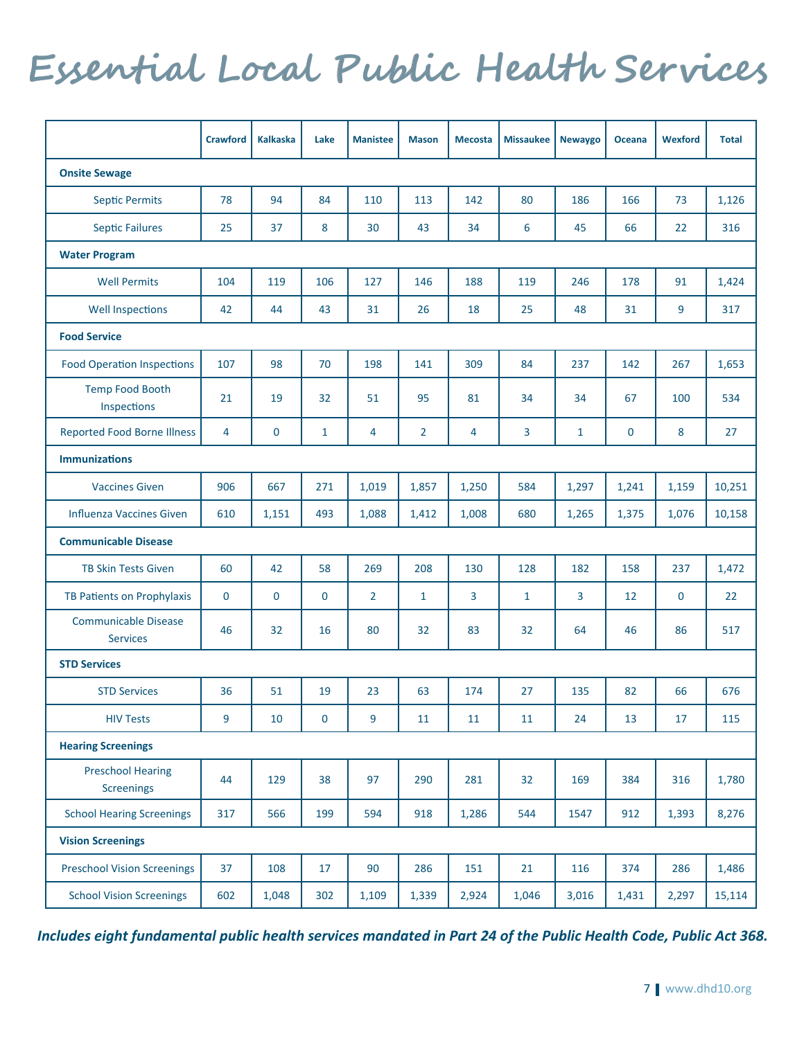# Essential Local Public Health Services

| | Crawford | Kalkaska | Lake | Manistee | Mason | Mecosta | Missaukee | Newaygo | Oceana | Wexford | Total |
|---|---|---|---|---|---|---|---|---|---|---|---|
| **Onsite Sewage** | | | | | | | | | | | |
| Septic Permits | 78 | 94 | 84 | 110 | 113 | 142 | 80 | 186 | 166 | 73 | 1,126 |
| Septic Failures | 25 | 37 | 8 | 30 | 43 | 34 | 6 | 45 | 66 | 22 | 316 |
| **Water Program** | | | | | | | | | | | |
| Well Permits | 104 | 119 | 106 | 127 | 146 | 188 | 119 | 246 | 178 | 91 | 1,424 |
| Well Inspections | 42 | 44 | 43 | 31 | 26 | 18 | 25 | 48 | 31 | 9 | 317 |
| **Food Service** | | | | | | | | | | | |
| Food Operation Inspections | 107 | 98 | 70 | 198 | 141 | 309 | 84 | 237 | 142 | 267 | 1,653 |
| Temp Food Booth Inspections | 21 | 19 | 32 | 51 | 95 | 81 | 34 | 34 | 67 | 100 | 534 |
| Reported Food Borne Illness | 4 | 0 | 1 | 4 | 2 | 4 | 3 | 1 | 0 | 8 | 27 |
| **Immunizations** | | | | | | | | | | | |
| Vaccines Given | 906 | 667 | 271 | 1,019 | 1,857 | 1,250 | 584 | 1,297 | 1,241 | 1,159 | 10,251 |
| Influenza Vaccines Given | 610 | 1,151 | 493 | 1,088 | 1,412 | 1,008 | 680 | 1,265 | 1,375 | 1,076 | 10,158 |
| **Communicable Disease** | | | | | | | | | | | |
| TB Skin Tests Given | 60 | 42 | 58 | 269 | 208 | 130 | 128 | 182 | 158 | 237 | 1,472 |
| TB Patients on Prophylaxis | 0 | 0 | 0 | 2 | 1 | 3 | 1 | 3 | 12 | 0 | 22 |
| Communicable Disease Services | 46 | 32 | 16 | 80 | 32 | 83 | 32 | 64 | 46 | 86 | 517 |
| **STD Services** | | | | | | | | | | | |
| STD Services | 36 | 51 | 19 | 23 | 63 | 174 | 27 | 135 | 82 | 66 | 676 |
| HIV Tests | 9 | 10 | 0 | 9 | 11 | 11 | 11 | 24 | 13 | 17 | 115 |
| **Hearing Screenings** | | | | | | | | | | | |
| Preschool Hearing Screenings | 44 | 129 | 38 | 97 | 290 | 281 | 32 | 169 | 384 | 316 | 1,780 |
| School Hearing Screenings | 317 | 566 | 199 | 594 | 918 | 1,286 | 544 | 1547 | 912 | 1,393 | 8,276 |
| **Vision Screenings** | | | | | | | | | | | |
| Preschool Vision Screenings | 37 | 108 | 17 | 90 | 286 | 151 | 21 | 116 | 374 | 286 | 1,486 |
| School Vision Screenings | 602 | 1,048 | 302 | 1,109 | 1,339 | 2,924 | 1,046 | 3,016 | 1,431 | 2,297 | 15,114 |

***Includes eight fundamental public health services mandated in Part 24 of the Public Health Code, Public Act 368.***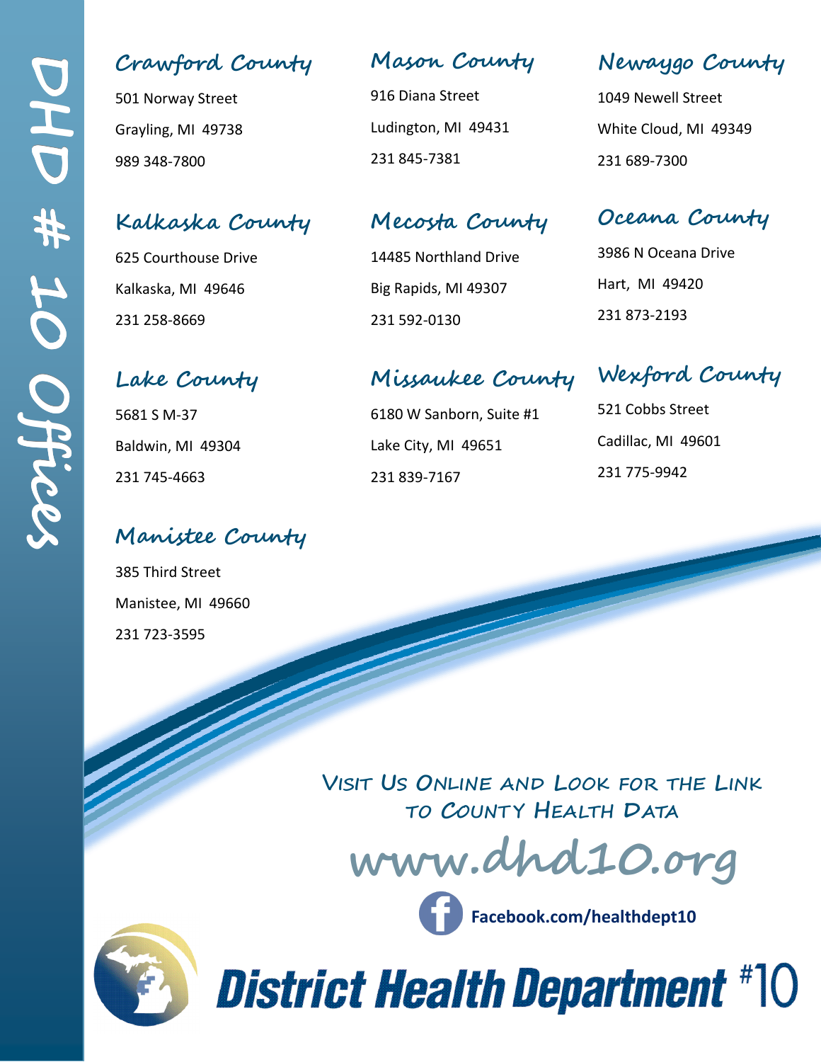# DHD # 10 Offices

## Crawford County

501 Norway Street

Grayling, MI 49738

989 348-7800

## Kalkaska County

625 Courthouse Drive

Kalkaska, MI 49646

231 258-8669

## Lake County

5681 S M-37

Baldwin, MI 49304

231 745-4663

## Manistee County

385 Third Street

Manistee, MI 49660

231 723-3595

## Mason County

916 Diana Street

Ludington, MI 49431

231 845-7381

## Mecosta County

14485 Northland Drive

Big Rapids, MI 49307

231 592-0130

## Missaukee County

6180 W Sanborn, Suite #1

Lake City, MI 49651

231 839-7167

## Newaygo County

1049 Newell Street

White Cloud, MI 49349

231 689-7300

## Oceana County

3986 N Oceana Drive

Hart, MI 49420

231 873-2193

## Wexford County

521 Cobbs Street

Cadillac, MI 49601

231 775-9942

Visit Us Online and Look for the Link to County Health Data

**www.dhd10.org**

**Facebook.com/healthdept10**

**District Health Department #10**